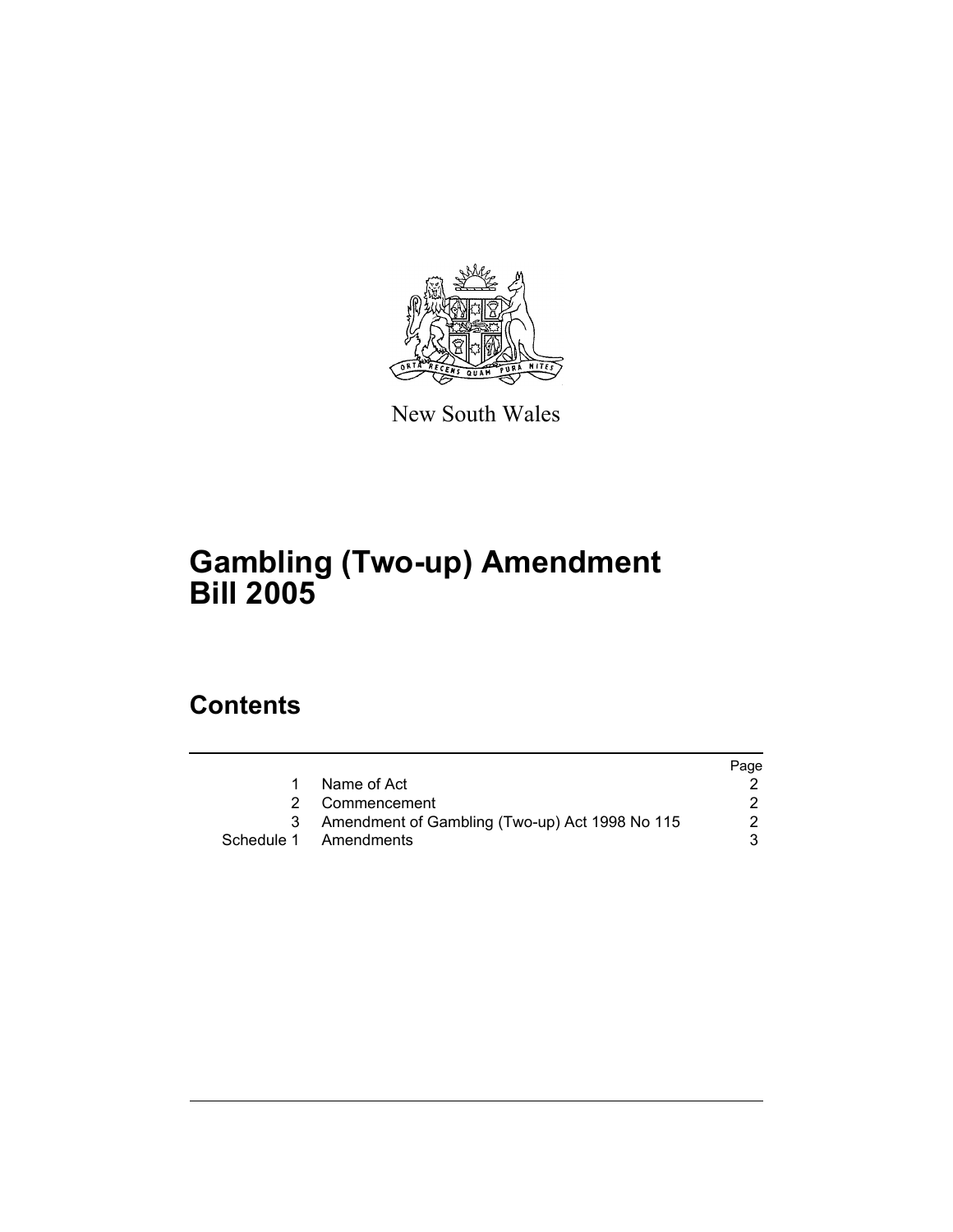New South Wales

# Gambling (Two-up) Amendment Bill 2005

## Contents

| | | Page |
|---|---|---|
| 1 | Name of Act | 2 |
| 2 | Commencement | 2 |
| 3 | Amendment of Gambling (Two-up) Act 1998 No 115 | 2 |
| Schedule 1 | Amendments | 3 |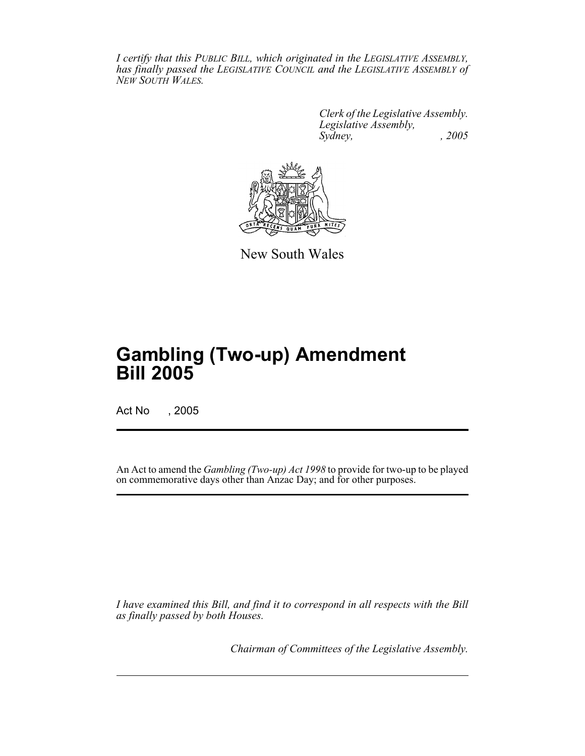*I certify that this PUBLIC BILL, which originated in the LEGISLATIVE ASSEMBLY, has finally passed the LEGISLATIVE COUNCIL and the LEGISLATIVE ASSEMBLY of NEW SOUTH WALES.*

*Clerk of the Legislative Assembly.*
*Legislative Assembly,*
*Sydney, , 2005*

New South Wales

# Gambling (Two-up) Amendment Bill 2005

Act No , 2005

An Act to amend the *Gambling (Two-up) Act 1998* to provide for two-up to be played on commemorative days other than Anzac Day; and for other purposes.

*I have examined this Bill, and find it to correspond in all respects with the Bill as finally passed by both Houses.*

*Chairman of Committees of the Legislative Assembly.*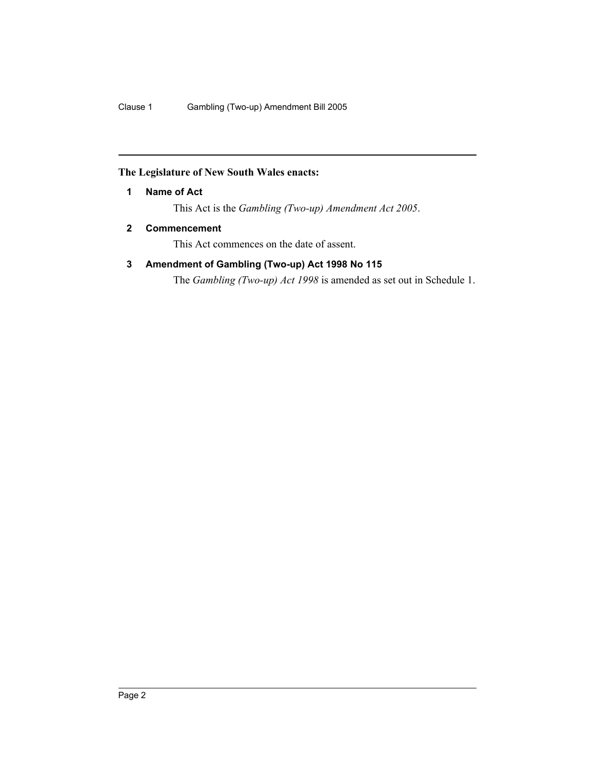**The Legislature of New South Wales enacts:**

## 1 Name of Act

This Act is the *Gambling (Two-up) Amendment Act 2005*.

## 2 Commencement

This Act commences on the date of assent.

## 3 Amendment of Gambling (Two-up) Act 1998 No 115

The *Gambling (Two-up) Act 1998* is amended as set out in Schedule 1.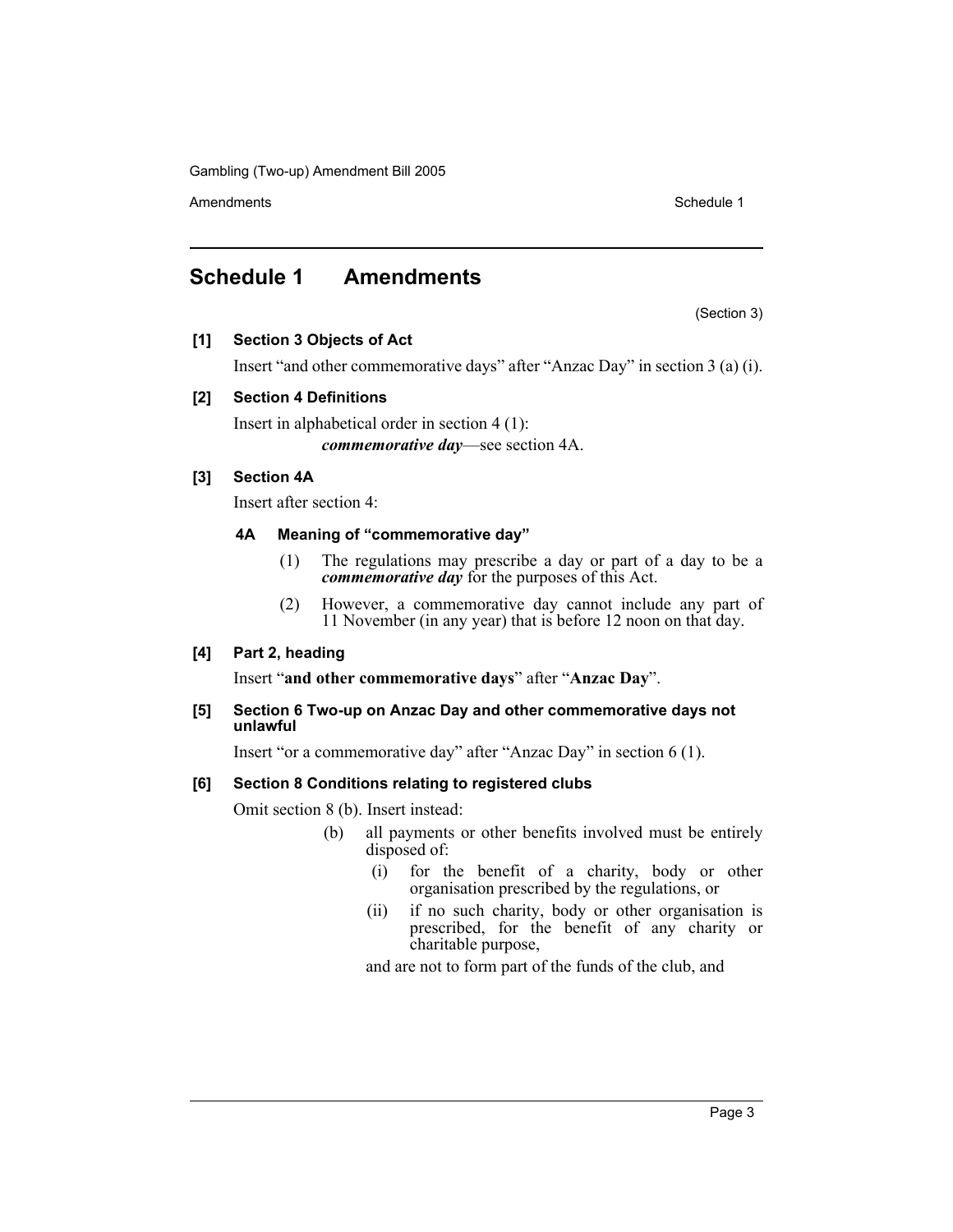# Schedule 1 Amendments

(Section 3)

**[1] Section 3 Objects of Act**

Insert "and other commemorative days" after "Anzac Day" in section 3 (a) (i).

**[2] Section 4 Definitions**

Insert in alphabetical order in section 4 (1):

> ***commemorative day***—see section 4A.

**[3] Section 4A**

Insert after section 4:

### 4A Meaning of "commemorative day"

(1) The regulations may prescribe a day or part of a day to be a ***commemorative day*** for the purposes of this Act.

(2) However, a commemorative day cannot include any part of 11 November (in any year) that is before 12 noon on that day.

**[4] Part 2, heading**

Insert "**and other commemorative days**" after "**Anzac Day**".

**[5] Section 6 Two-up on Anzac Day and other commemorative days not unlawful**

Insert "or a commemorative day" after "Anzac Day" in section 6 (1).

**[6] Section 8 Conditions relating to registered clubs**

Omit section 8 (b). Insert instead:

(b) all payments or other benefits involved must be entirely disposed of:

- (i) for the benefit of a charity, body or other organisation prescribed by the regulations, or
- (ii) if no such charity, body or other organisation is prescribed, for the benefit of any charity or charitable purpose,

and are not to form part of the funds of the club, and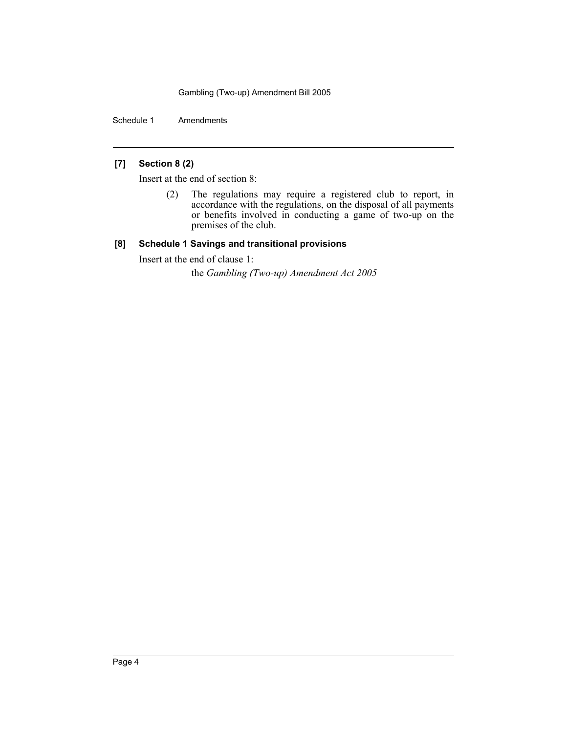### [7] Section 8 (2)

Insert at the end of section 8:

> (2) The regulations may require a registered club to report, in accordance with the regulations, on the disposal of all payments or benefits involved in conducting a game of two-up on the premises of the club.

### [8] Schedule 1 Savings and transitional provisions

Insert at the end of clause 1:

> the *Gambling (Two-up) Amendment Act 2005*